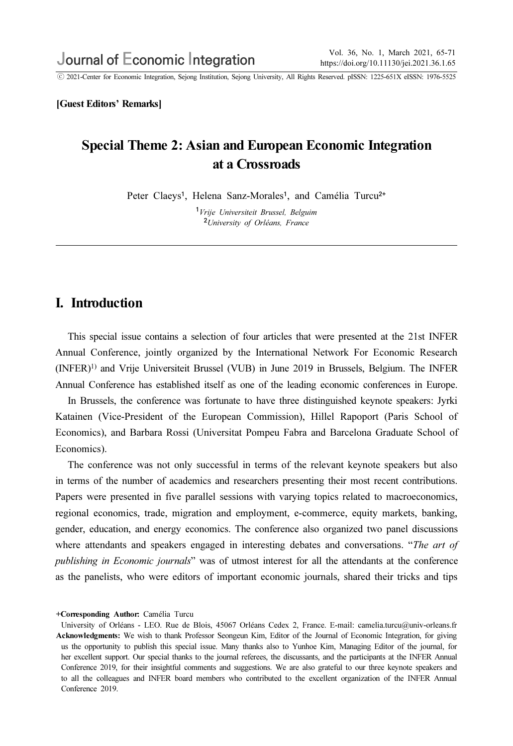[Guest Editors' Remarks]

# Special Theme 2: Asian and European Economic Integration at a Crossroads

Peter Claeys[1], Helena Sanz-Morales[1], and Camélia Turcu[2+]

[1]*Vrije Universiteit Brussel, Belguim*
[2]*University of Orléans, France*

---

## I. Introduction

This special issue contains a selection of four articles that were presented at the 21st INFER Annual Conference, jointly organized by the International Network For Economic Research (INFER)[1)] and Vrije Universiteit Brussel (VUB) in June 2019 in Brussels, Belgium. The INFER Annual Conference has established itself as one of the leading economic conferences in Europe.

In Brussels, the conference was fortunate to have three distinguished keynote speakers: Jyrki Katainen (Vice-President of the European Commission), Hillel Rapoport (Paris School of Economics), and Barbara Rossi (Universitat Pompeu Fabra and Barcelona Graduate School of Economics).

The conference was not only successful in terms of the relevant keynote speakers but also in terms of the number of academics and researchers presenting their most recent contributions. Papers were presented in five parallel sessions with varying topics related to macroeconomics, regional economics, trade, migration and employment, e-commerce, equity markets, banking, gender, education, and energy economics. The conference also organized two panel discussions where attendants and speakers engaged in interesting debates and conversations. "*The art of publishing in Economic journals*" was of utmost interest for all the attendants at the conference as the panelists, who were editors of important economic journals, shared their tricks and tips

---

**+Corresponding Author:** Camélia Turcu
University of Orléans - LEO. Rue de Blois, 45067 Orléans Cedex 2, France. E-mail: camelia.turcu@univ-orleans.fr

**Acknowledgments:** We wish to thank Professor Seongeun Kim, Editor of the Journal of Economic Integration, for giving us the opportunity to publish this special issue. Many thanks also to Yunhoe Kim, Managing Editor of the journal, for her excellent support. Our special thanks to the journal referees, the discussants, and the participants at the INFER Annual Conference 2019, for their insightful comments and suggestions. We are also grateful to our three keynote speakers and to all the colleagues and INFER board members who contributed to the excellent organization of the INFER Annual Conference 2019.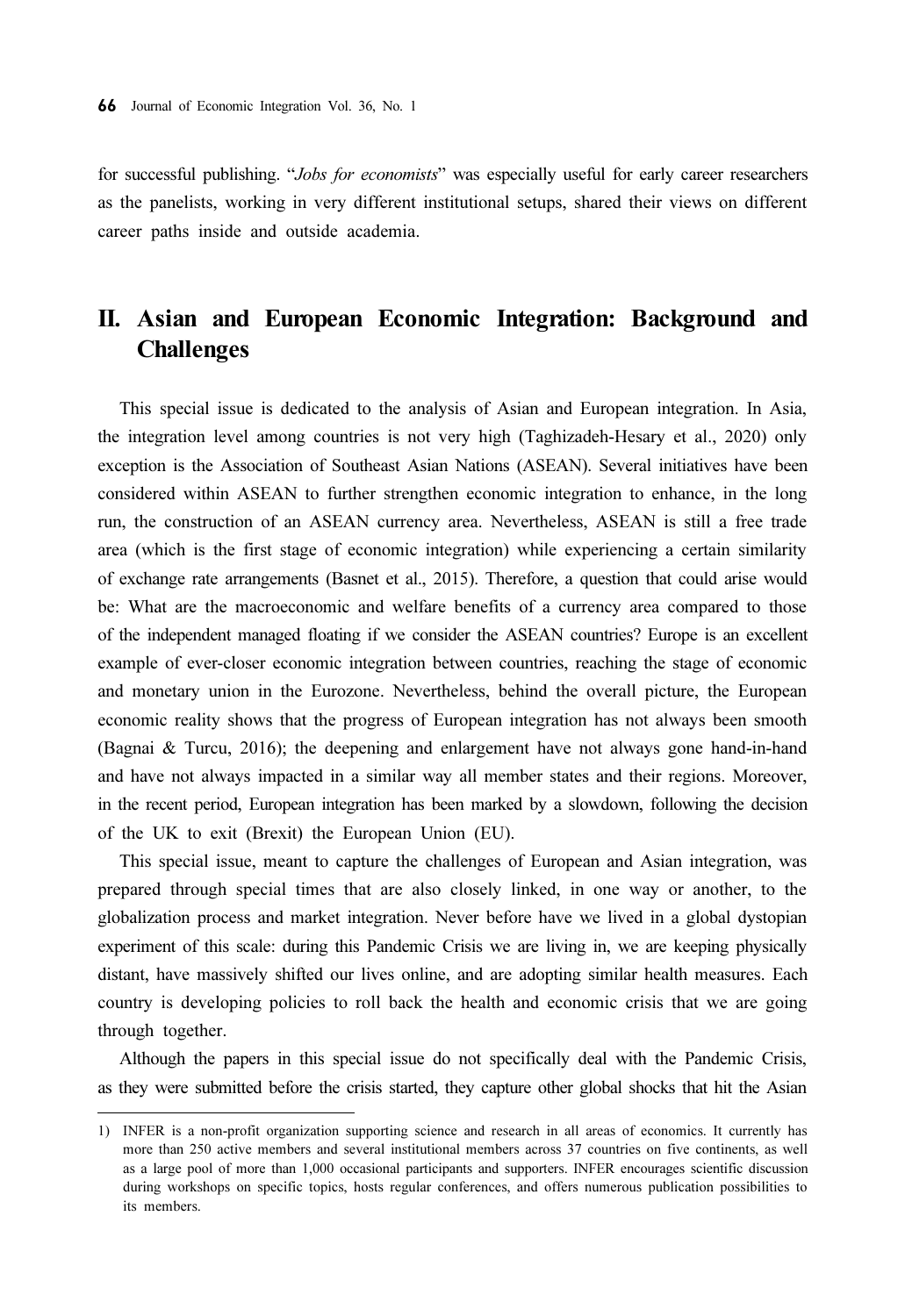for successful publishing. "*Jobs for economists*" was especially useful for early career researchers as the panelists, working in very different institutional setups, shared their views on different career paths inside and outside academia.

## II. Asian and European Economic Integration: Background and Challenges

This special issue is dedicated to the analysis of Asian and European integration. In Asia, the integration level among countries is not very high (Taghizadeh-Hesary et al., 2020) only exception is the Association of Southeast Asian Nations (ASEAN). Several initiatives have been considered within ASEAN to further strengthen economic integration to enhance, in the long run, the construction of an ASEAN currency area. Nevertheless, ASEAN is still a free trade area (which is the first stage of economic integration) while experiencing a certain similarity of exchange rate arrangements (Basnet et al., 2015). Therefore, a question that could arise would be: What are the macroeconomic and welfare benefits of a currency area compared to those of the independent managed floating if we consider the ASEAN countries? Europe is an excellent example of ever-closer economic integration between countries, reaching the stage of economic and monetary union in the Eurozone. Nevertheless, behind the overall picture, the European economic reality shows that the progress of European integration has not always been smooth (Bagnai & Turcu, 2016); the deepening and enlargement have not always gone hand-in-hand and have not always impacted in a similar way all member states and their regions. Moreover, in the recent period, European integration has been marked by a slowdown, following the decision of the UK to exit (Brexit) the European Union (EU).

This special issue, meant to capture the challenges of European and Asian integration, was prepared through special times that are also closely linked, in one way or another, to the globalization process and market integration. Never before have we lived in a global dystopian experiment of this scale: during this Pandemic Crisis we are living in, we are keeping physically distant, have massively shifted our lives online, and are adopting similar health measures. Each country is developing policies to roll back the health and economic crisis that we are going through together.

Although the papers in this special issue do not specifically deal with the Pandemic Crisis, as they were submitted before the crisis started, they capture other global shocks that hit the Asian

---

1) INFER is a non-profit organization supporting science and research in all areas of economics. It currently has more than 250 active members and several institutional members across 37 countries on five continents, as well as a large pool of more than 1,000 occasional participants and supporters. INFER encourages scientific discussion during workshops on specific topics, hosts regular conferences, and offers numerous publication possibilities to its members.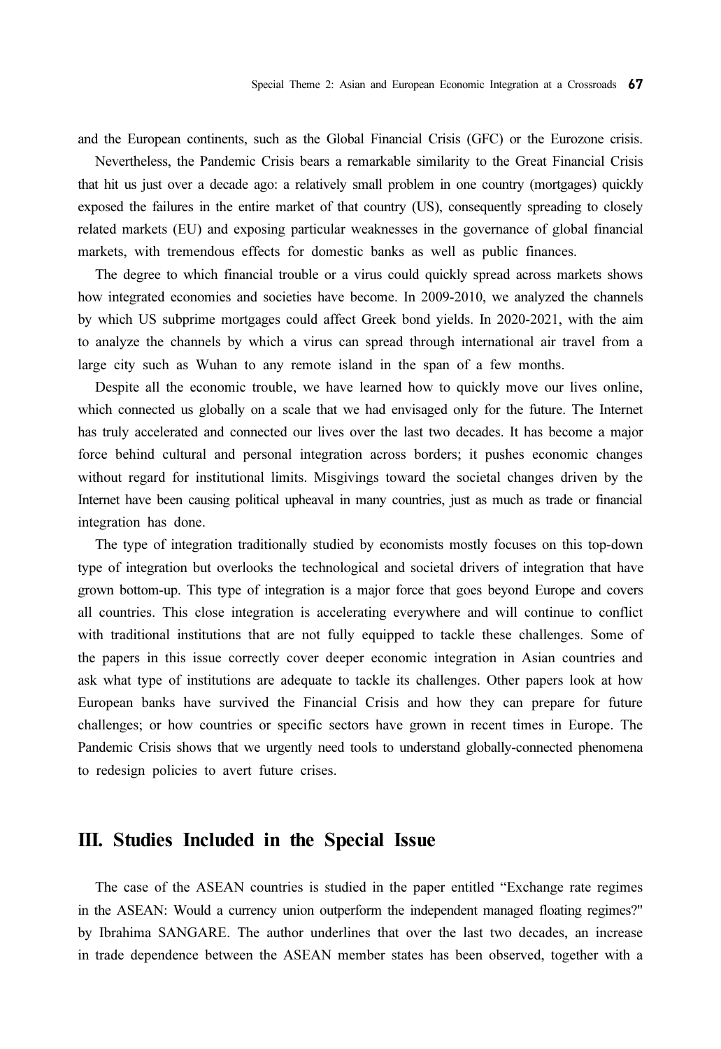and the European continents, such as the Global Financial Crisis (GFC) or the Eurozone crisis.

Nevertheless, the Pandemic Crisis bears a remarkable similarity to the Great Financial Crisis that hit us just over a decade ago: a relatively small problem in one country (mortgages) quickly exposed the failures in the entire market of that country (US), consequently spreading to closely related markets (EU) and exposing particular weaknesses in the governance of global financial markets, with tremendous effects for domestic banks as well as public finances.

The degree to which financial trouble or a virus could quickly spread across markets shows how integrated economies and societies have become. In 2009-2010, we analyzed the channels by which US subprime mortgages could affect Greek bond yields. In 2020-2021, with the aim to analyze the channels by which a virus can spread through international air travel from a large city such as Wuhan to any remote island in the span of a few months.

Despite all the economic trouble, we have learned how to quickly move our lives online, which connected us globally on a scale that we had envisaged only for the future. The Internet has truly accelerated and connected our lives over the last two decades. It has become a major force behind cultural and personal integration across borders; it pushes economic changes without regard for institutional limits. Misgivings toward the societal changes driven by the Internet have been causing political upheaval in many countries, just as much as trade or financial integration has done.

The type of integration traditionally studied by economists mostly focuses on this top-down type of integration but overlooks the technological and societal drivers of integration that have grown bottom-up. This type of integration is a major force that goes beyond Europe and covers all countries. This close integration is accelerating everywhere and will continue to conflict with traditional institutions that are not fully equipped to tackle these challenges. Some of the papers in this issue correctly cover deeper economic integration in Asian countries and ask what type of institutions are adequate to tackle its challenges. Other papers look at how European banks have survived the Financial Crisis and how they can prepare for future challenges; or how countries or specific sectors have grown in recent times in Europe. The Pandemic Crisis shows that we urgently need tools to understand globally-connected phenomena to redesign policies to avert future crises.

## III. Studies Included in the Special Issue

The case of the ASEAN countries is studied in the paper entitled "Exchange rate regimes in the ASEAN: Would a currency union outperform the independent managed floating regimes?" by Ibrahima SANGARE. The author underlines that over the last two decades, an increase in trade dependence between the ASEAN member states has been observed, together with a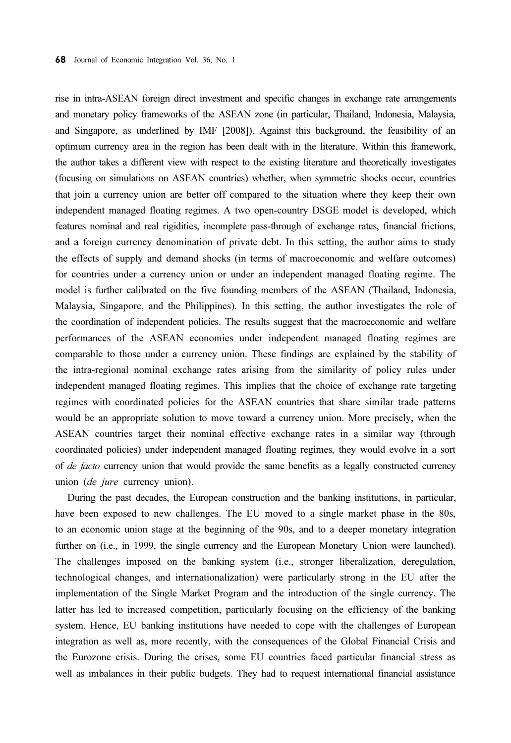rise in intra-ASEAN foreign direct investment and specific changes in exchange rate arrangements and monetary policy frameworks of the ASEAN zone (in particular, Thailand, Indonesia, Malaysia, and Singapore, as underlined by IMF [2008]). Against this background, the feasibility of an optimum currency area in the region has been dealt with in the literature. Within this framework, the author takes a different view with respect to the existing literature and theoretically investigates (focusing on simulations on ASEAN countries) whether, when symmetric shocks occur, countries that join a currency union are better off compared to the situation where they keep their own independent managed floating regimes. A two open-country DSGE model is developed, which features nominal and real rigidities, incomplete pass-through of exchange rates, financial frictions, and a foreign currency denomination of private debt. In this setting, the author aims to study the effects of supply and demand shocks (in terms of macroeconomic and welfare outcomes) for countries under a currency union or under an independent managed floating regime. The model is further calibrated on the five founding members of the ASEAN (Thailand, Indonesia, Malaysia, Singapore, and the Philippines). In this setting, the author investigates the role of the coordination of independent policies. The results suggest that the macroeconomic and welfare performances of the ASEAN economies under independent managed floating regimes are comparable to those under a currency union. These findings are explained by the stability of the intra-regional nominal exchange rates arising from the similarity of policy rules under independent managed floating regimes. This implies that the choice of exchange rate targeting regimes with coordinated policies for the ASEAN countries that share similar trade patterns would be an appropriate solution to move toward a currency union. More precisely, when the ASEAN countries target their nominal effective exchange rates in a similar way (through coordinated policies) under independent managed floating regimes, they would evolve in a sort of *de facto* currency union that would provide the same benefits as a legally constructed currency union (*de jure* currency union).

During the past decades, the European construction and the banking institutions, in particular, have been exposed to new challenges. The EU moved to a single market phase in the 80s, to an economic union stage at the beginning of the 90s, and to a deeper monetary integration further on (i.e., in 1999, the single currency and the European Monetary Union were launched). The challenges imposed on the banking system (i.e., stronger liberalization, deregulation, technological changes, and internationalization) were particularly strong in the EU after the implementation of the Single Market Program and the introduction of the single currency. The latter has led to increased competition, particularly focusing on the efficiency of the banking system. Hence, EU banking institutions have needed to cope with the challenges of European integration as well as, more recently, with the consequences of the Global Financial Crisis and the Eurozone crisis. During the crises, some EU countries faced particular financial stress as well as imbalances in their public budgets. They had to request international financial assistance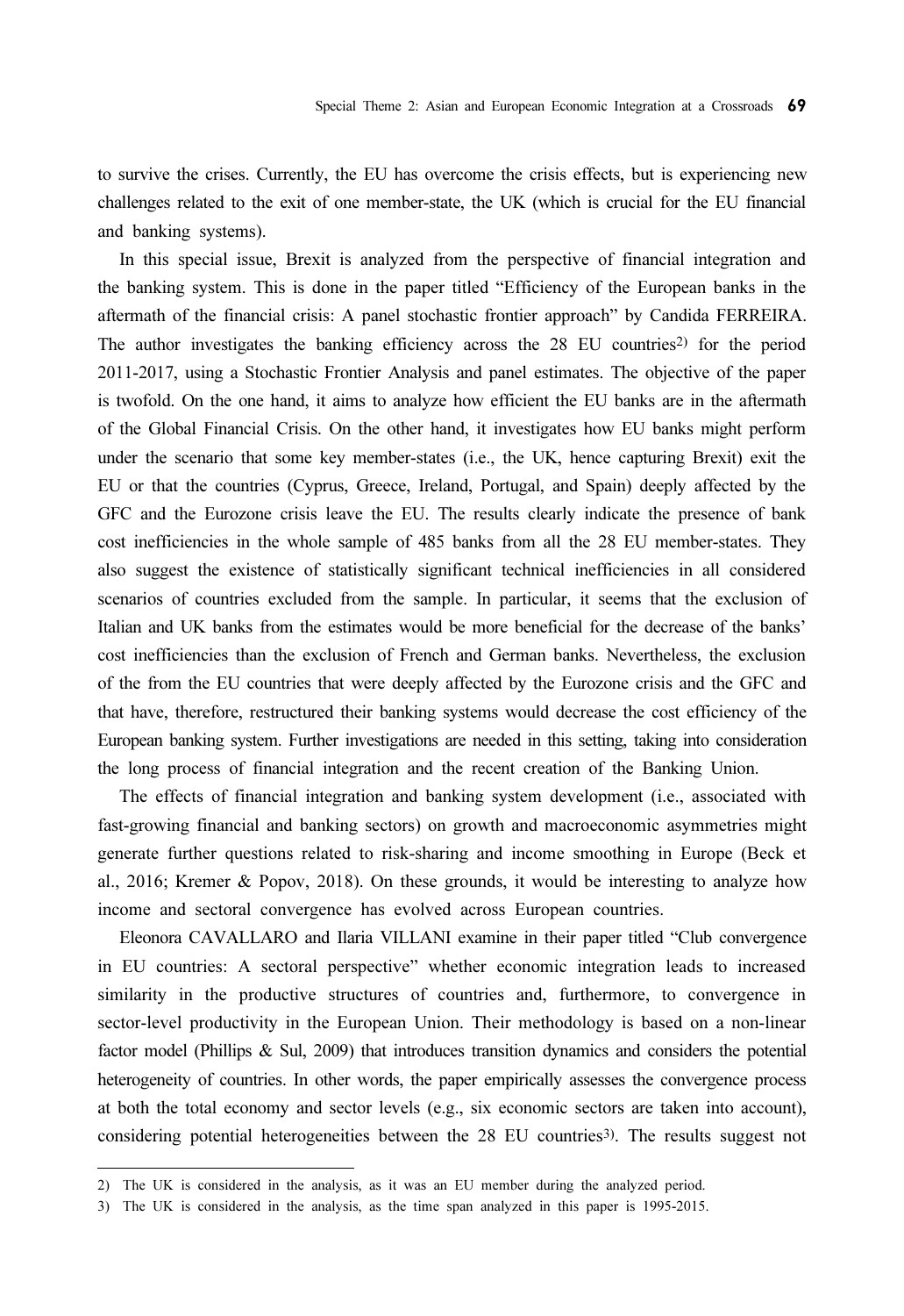to survive the crises. Currently, the EU has overcome the crisis effects, but is experiencing new challenges related to the exit of one member-state, the UK (which is crucial for the EU financial and banking systems).

In this special issue, Brexit is analyzed from the perspective of financial integration and the banking system. This is done in the paper titled "Efficiency of the European banks in the aftermath of the financial crisis: A panel stochastic frontier approach" by Candida FERREIRA. The author investigates the banking efficiency across the 28 EU countries[2] for the period 2011-2017, using a Stochastic Frontier Analysis and panel estimates. The objective of the paper is twofold. On the one hand, it aims to analyze how efficient the EU banks are in the aftermath of the Global Financial Crisis. On the other hand, it investigates how EU banks might perform under the scenario that some key member-states (i.e., the UK, hence capturing Brexit) exit the EU or that the countries (Cyprus, Greece, Ireland, Portugal, and Spain) deeply affected by the GFC and the Eurozone crisis leave the EU. The results clearly indicate the presence of bank cost inefficiencies in the whole sample of 485 banks from all the 28 EU member-states. They also suggest the existence of statistically significant technical inefficiencies in all considered scenarios of countries excluded from the sample. In particular, it seems that the exclusion of Italian and UK banks from the estimates would be more beneficial for the decrease of the banks' cost inefficiencies than the exclusion of French and German banks. Nevertheless, the exclusion of the from the EU countries that were deeply affected by the Eurozone crisis and the GFC and that have, therefore, restructured their banking systems would decrease the cost efficiency of the European banking system. Further investigations are needed in this setting, taking into consideration the long process of financial integration and the recent creation of the Banking Union.

The effects of financial integration and banking system development (i.e., associated with fast-growing financial and banking sectors) on growth and macroeconomic asymmetries might generate further questions related to risk-sharing and income smoothing in Europe (Beck et al., 2016; Kremer & Popov, 2018). On these grounds, it would be interesting to analyze how income and sectoral convergence has evolved across European countries.

Eleonora CAVALLARO and Ilaria VILLANI examine in their paper titled "Club convergence in EU countries: A sectoral perspective" whether economic integration leads to increased similarity in the productive structures of countries and, furthermore, to convergence in sector-level productivity in the European Union. Their methodology is based on a non-linear factor model (Phillips & Sul, 2009) that introduces transition dynamics and considers the potential heterogeneity of countries. In other words, the paper empirically assesses the convergence process at both the total economy and sector levels (e.g., six economic sectors are taken into account), considering potential heterogeneities between the 28 EU countries[3]. The results suggest not

---

2) The UK is considered in the analysis, as it was an EU member during the analyzed period.

3) The UK is considered in the analysis, as the time span analyzed in this paper is 1995-2015.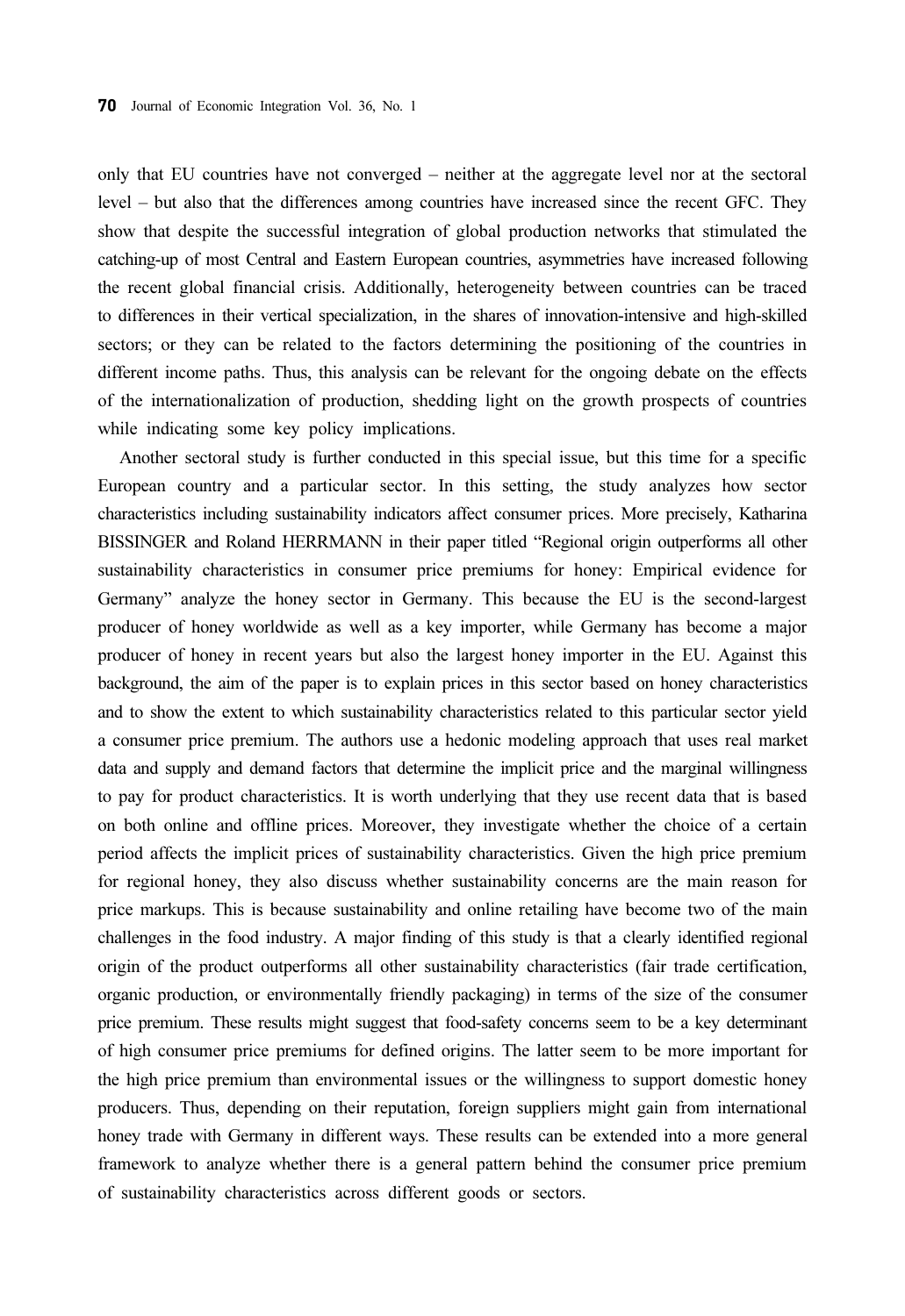only that EU countries have not converged – neither at the aggregate level nor at the sectoral level – but also that the differences among countries have increased since the recent GFC. They show that despite the successful integration of global production networks that stimulated the catching-up of most Central and Eastern European countries, asymmetries have increased following the recent global financial crisis. Additionally, heterogeneity between countries can be traced to differences in their vertical specialization, in the shares of innovation-intensive and high-skilled sectors; or they can be related to the factors determining the positioning of the countries in different income paths. Thus, this analysis can be relevant for the ongoing debate on the effects of the internationalization of production, shedding light on the growth prospects of countries while indicating some key policy implications.

Another sectoral study is further conducted in this special issue, but this time for a specific European country and a particular sector. In this setting, the study analyzes how sector characteristics including sustainability indicators affect consumer prices. More precisely, Katharina BISSINGER and Roland HERRMANN in their paper titled "Regional origin outperforms all other sustainability characteristics in consumer price premiums for honey: Empirical evidence for Germany" analyze the honey sector in Germany. This because the EU is the second-largest producer of honey worldwide as well as a key importer, while Germany has become a major producer of honey in recent years but also the largest honey importer in the EU. Against this background, the aim of the paper is to explain prices in this sector based on honey characteristics and to show the extent to which sustainability characteristics related to this particular sector yield a consumer price premium. The authors use a hedonic modeling approach that uses real market data and supply and demand factors that determine the implicit price and the marginal willingness to pay for product characteristics. It is worth underlying that they use recent data that is based on both online and offline prices. Moreover, they investigate whether the choice of a certain period affects the implicit prices of sustainability characteristics. Given the high price premium for regional honey, they also discuss whether sustainability concerns are the main reason for price markups. This is because sustainability and online retailing have become two of the main challenges in the food industry. A major finding of this study is that a clearly identified regional origin of the product outperforms all other sustainability characteristics (fair trade certification, organic production, or environmentally friendly packaging) in terms of the size of the consumer price premium. These results might suggest that food-safety concerns seem to be a key determinant of high consumer price premiums for defined origins. The latter seem to be more important for the high price premium than environmental issues or the willingness to support domestic honey producers. Thus, depending on their reputation, foreign suppliers might gain from international honey trade with Germany in different ways. These results can be extended into a more general framework to analyze whether there is a general pattern behind the consumer price premium of sustainability characteristics across different goods or sectors.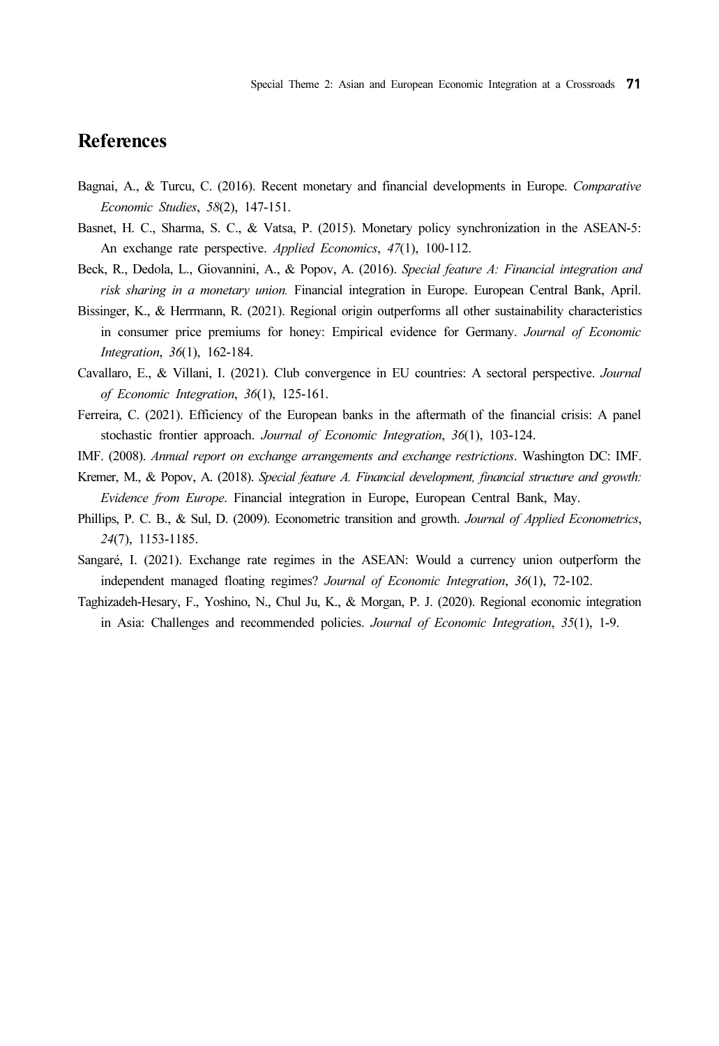# References

Bagnai, A., & Turcu, C. (2016). Recent monetary and financial developments in Europe. *Comparative Economic Studies*, *58*(2), 147-151.

Basnet, H. C., Sharma, S. C., & Vatsa, P. (2015). Monetary policy synchronization in the ASEAN-5: An exchange rate perspective. *Applied Economics*, *47*(1), 100-112.

Beck, R., Dedola, L., Giovannini, A., & Popov, A. (2016). *Special feature A: Financial integration and risk sharing in a monetary union.* Financial integration in Europe. European Central Bank, April.

Bissinger, K., & Herrmann, R. (2021). Regional origin outperforms all other sustainability characteristics in consumer price premiums for honey: Empirical evidence for Germany. *Journal of Economic Integration*, *36*(1), 162-184.

Cavallaro, E., & Villani, I. (2021). Club convergence in EU countries: A sectoral perspective. *Journal of Economic Integration*, *36*(1), 125-161.

Ferreira, C. (2021). Efficiency of the European banks in the aftermath of the financial crisis: A panel stochastic frontier approach. *Journal of Economic Integration*, *36*(1), 103-124.

IMF. (2008). *Annual report on exchange arrangements and exchange restrictions*. Washington DC: IMF.

Kremer, M., & Popov, A. (2018). *Special feature A. Financial development, financial structure and growth: Evidence from Europe*. Financial integration in Europe, European Central Bank, May.

Phillips, P. C. B., & Sul, D. (2009). Econometric transition and growth. *Journal of Applied Econometrics*, *24*(7), 1153-1185.

Sangaré, I. (2021). Exchange rate regimes in the ASEAN: Would a currency union outperform the independent managed floating regimes? *Journal of Economic Integration*, *36*(1), 72-102.

Taghizadeh-Hesary, F., Yoshino, N., Chul Ju, K., & Morgan, P. J. (2020). Regional economic integration in Asia: Challenges and recommended policies. *Journal of Economic Integration*, *35*(1), 1-9.